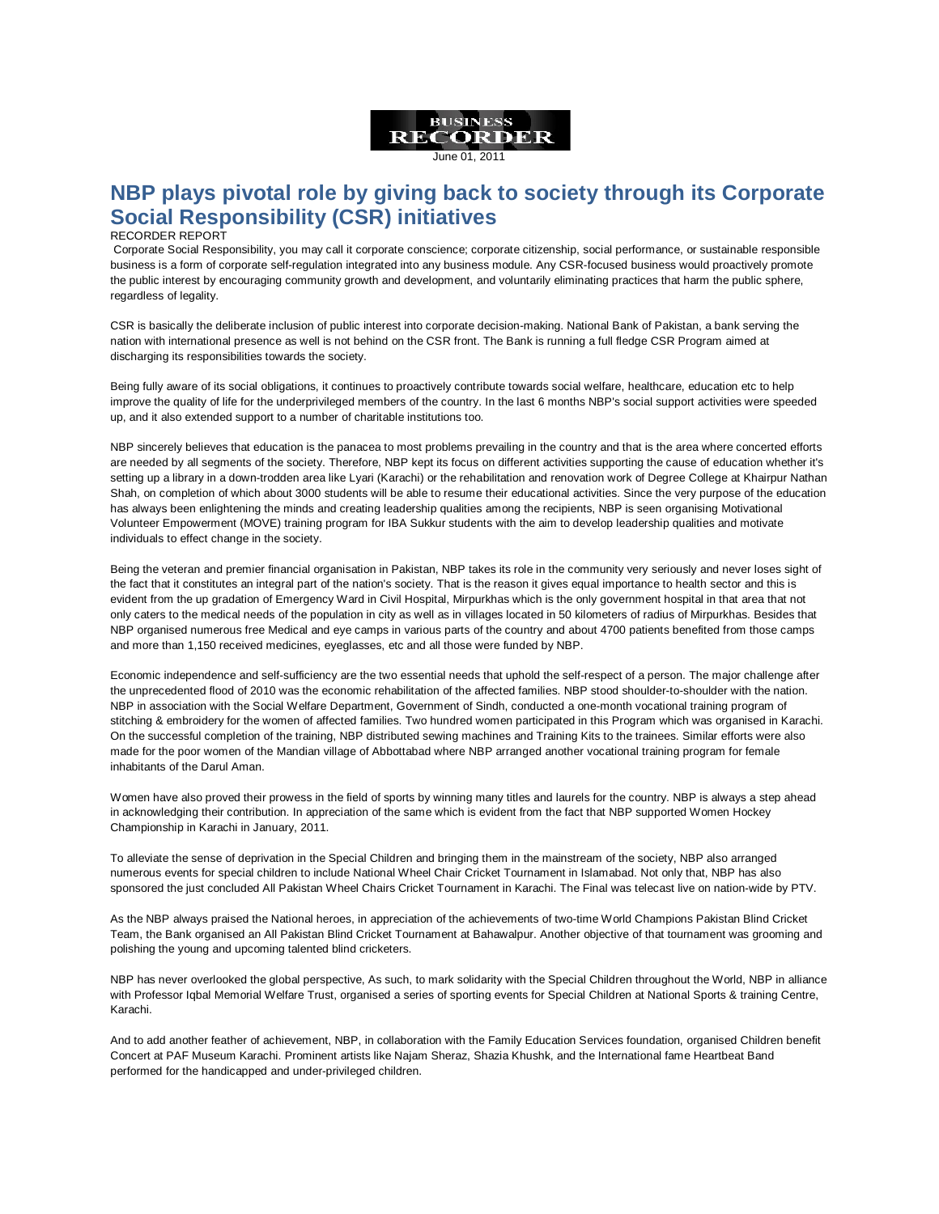BUSINESS RECORDER

June 01, 2011

# NBP plays pivotal role by giving back to society through its Corporate Social Responsibility (CSR) initiatives

RECORDER REPORT

Corporate Social Responsibility, you may call it corporate conscience; corporate citizenship, social performance, or sustainable responsible business is a form of corporate self-regulation integrated into any business module. Any CSR-focused business would proactively promote the public interest by encouraging community growth and development, and voluntarily eliminating practices that harm the public sphere, regardless of legality.

CSR is basically the deliberate inclusion of public interest into corporate decision-making. National Bank of Pakistan, a bank serving the nation with international presence as well is not behind on the CSR front. The Bank is running a full fledge CSR Program aimed at discharging its responsibilities towards the society.

Being fully aware of its social obligations, it continues to proactively contribute towards social welfare, healthcare, education etc to help improve the quality of life for the underprivileged members of the country. In the last 6 months NBP's social support activities were speeded up, and it also extended support to a number of charitable institutions too.

NBP sincerely believes that education is the panacea to most problems prevailing in the country and that is the area where concerted efforts are needed by all segments of the society. Therefore, NBP kept its focus on different activities supporting the cause of education whether it's setting up a library in a down-trodden area like Lyari (Karachi) or the rehabilitation and renovation work of Degree College at Khairpur Nathan Shah, on completion of which about 3000 students will be able to resume their educational activities. Since the very purpose of the education has always been enlightening the minds and creating leadership qualities among the recipients, NBP is seen organising Motivational Volunteer Empowerment (MOVE) training program for IBA Sukkur students with the aim to develop leadership qualities and motivate individuals to effect change in the society.

Being the veteran and premier financial organisation in Pakistan, NBP takes its role in the community very seriously and never loses sight of the fact that it constitutes an integral part of the nation's society. That is the reason it gives equal importance to health sector and this is evident from the up gradation of Emergency Ward in Civil Hospital, Mirpurkhas which is the only government hospital in that area that not only caters to the medical needs of the population in city as well as in villages located in 50 kilometers of radius of Mirpurkhas. Besides that NBP organised numerous free Medical and eye camps in various parts of the country and about 4700 patients benefited from those camps and more than 1,150 received medicines, eyeglasses, etc and all those were funded by NBP.

Economic independence and self-sufficiency are the two essential needs that uphold the self-respect of a person. The major challenge after the unprecedented flood of 2010 was the economic rehabilitation of the affected families. NBP stood shoulder-to-shoulder with the nation. NBP in association with the Social Welfare Department, Government of Sindh, conducted a one-month vocational training program of stitching & embroidery for the women of affected families. Two hundred women participated in this Program which was organised in Karachi. On the successful completion of the training, NBP distributed sewing machines and Training Kits to the trainees. Similar efforts were also made for the poor women of the Mandian village of Abbottabad where NBP arranged another vocational training program for female inhabitants of the Darul Aman.

Women have also proved their prowess in the field of sports by winning many titles and laurels for the country. NBP is always a step ahead in acknowledging their contribution. In appreciation of the same which is evident from the fact that NBP supported Women Hockey Championship in Karachi in January, 2011.

To alleviate the sense of deprivation in the Special Children and bringing them in the mainstream of the society, NBP also arranged numerous events for special children to include National Wheel Chair Cricket Tournament in Islamabad. Not only that, NBP has also sponsored the just concluded All Pakistan Wheel Chairs Cricket Tournament in Karachi. The Final was telecast live on nation-wide by PTV.

As the NBP always praised the National heroes, in appreciation of the achievements of two-time World Champions Pakistan Blind Cricket Team, the Bank organised an All Pakistan Blind Cricket Tournament at Bahawalpur. Another objective of that tournament was grooming and polishing the young and upcoming talented blind cricketers.

NBP has never overlooked the global perspective, As such, to mark solidarity with the Special Children throughout the World, NBP in alliance with Professor Iqbal Memorial Welfare Trust, organised a series of sporting events for Special Children at National Sports & training Centre, Karachi.

And to add another feather of achievement, NBP, in collaboration with the Family Education Services foundation, organised Children benefit Concert at PAF Museum Karachi. Prominent artists like Najam Sheraz, Shazia Khushk, and the International fame Heartbeat Band performed for the handicapped and under-privileged children.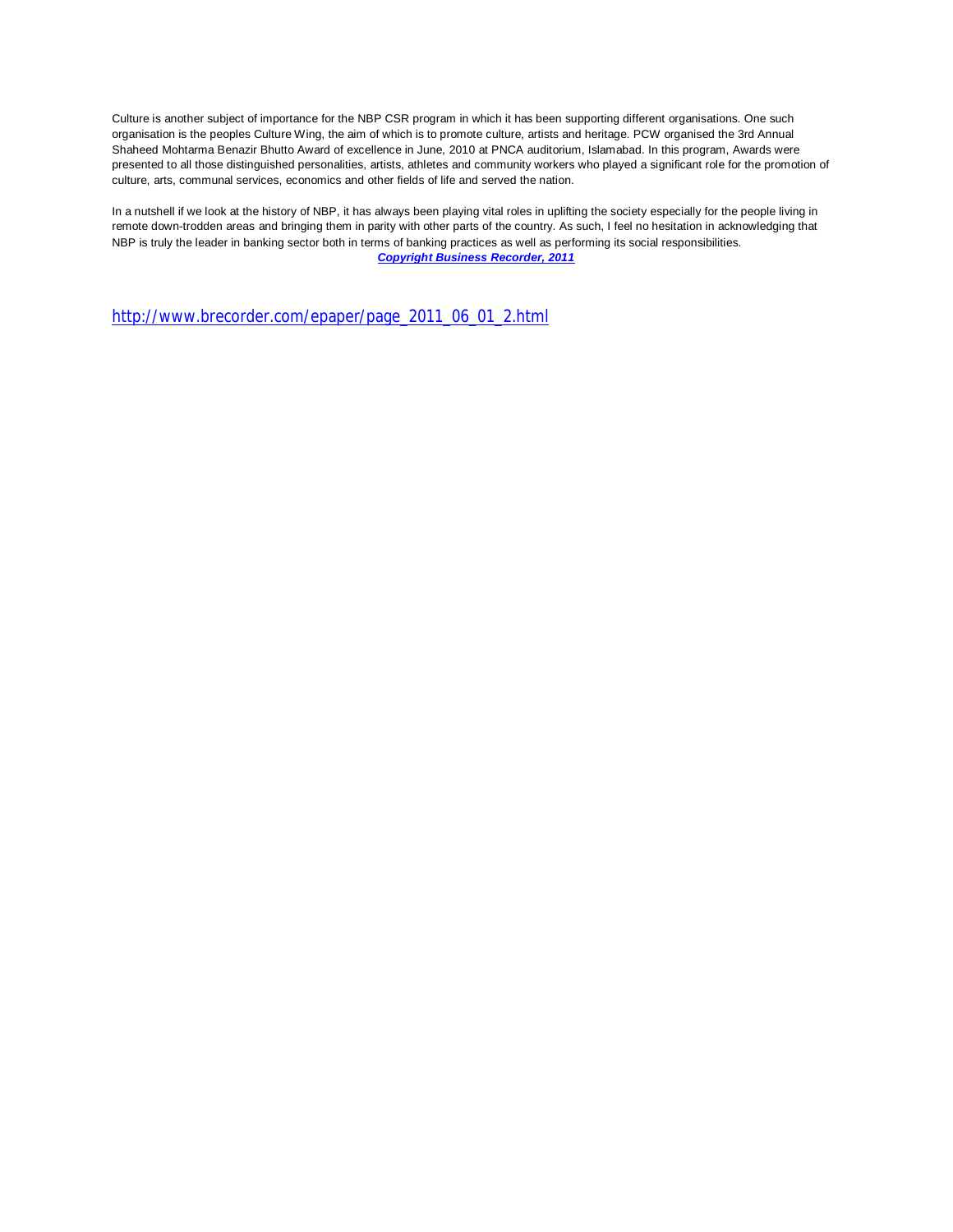Culture is another subject of importance for the NBP CSR program in which it has been supporting different organisations. One such organisation is the peoples Culture Wing, the aim of which is to promote culture, artists and heritage. PCW organised the 3rd Annual Shaheed Mohtarma Benazir Bhutto Award of excellence in June, 2010 at PNCA auditorium, Islamabad. In this program, Awards were presented to all those distinguished personalities, artists, athletes and community workers who played a significant role for the promotion of culture, arts, communal services, economics and other fields of life and served the nation.

In a nutshell if we look at the history of NBP, it has always been playing vital roles in uplifting the society especially for the people living in remote down-trodden areas and bringing them in parity with other parts of the country. As such, I feel no hesitation in acknowledging that NBP is truly the leader in banking sector both in terms of banking practices as well as performing its social responsibilities.

***Copyright Business Recorder, 2011***

http://www.brecorder.com/epaper/page_2011_06_01_2.html